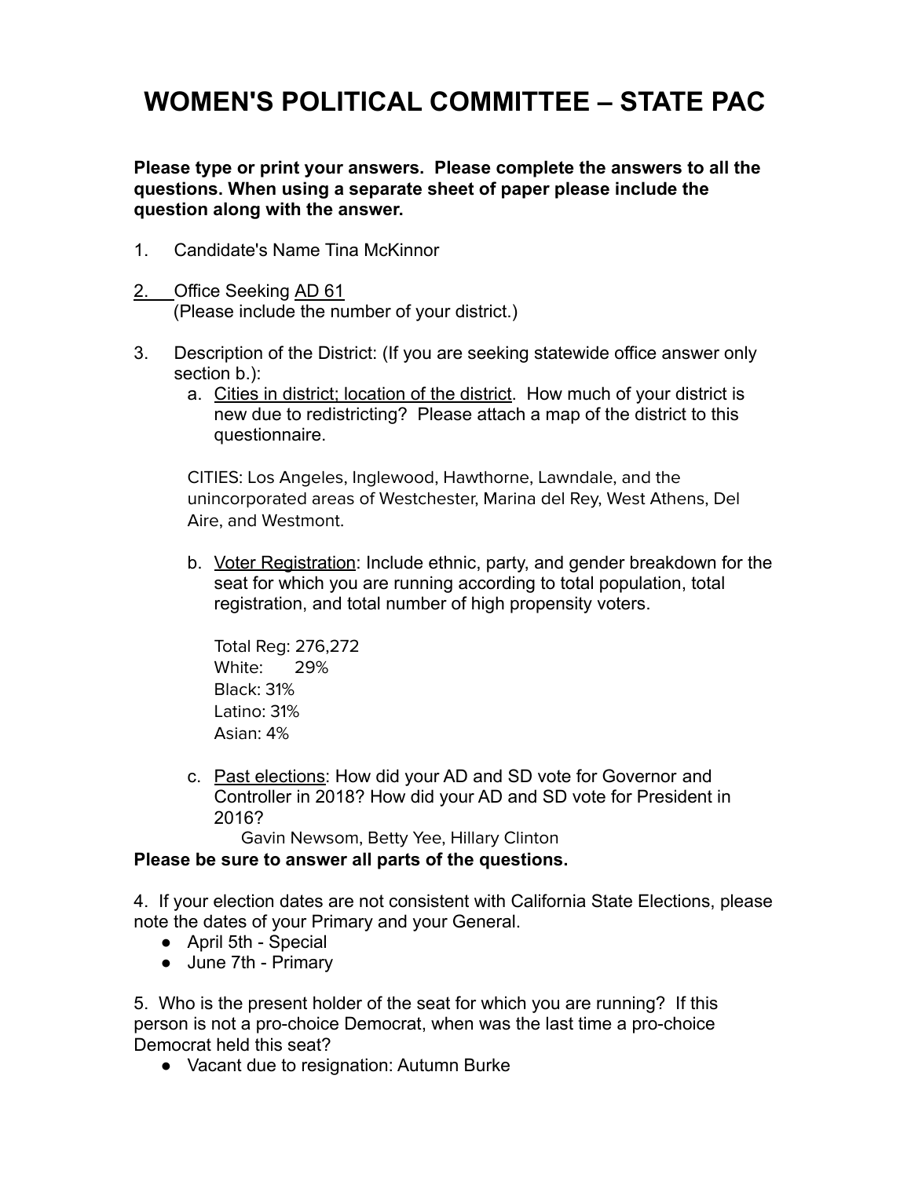# WOMEN'S POLITICAL COMMITTEE – STATE PAC

**Please type or print your answers. Please complete the answers to all the questions. When using a separate sheet of paper please include the question along with the answer.**

1. Candidate's Name Tina McKinnor

2. Office Seeking AD 61
   (Please include the number of your district.)

3. Description of the District: (If you are seeking statewide office answer only section b.):
   a. Cities in district; location of the district. How much of your district is new due to redistricting? Please attach a map of the district to this questionnaire.

   CITIES: Los Angeles, Inglewood, Hawthorne, Lawndale, and the unincorporated areas of Westchester, Marina del Rey, West Athens, Del Aire, and Westmont.

   b. Voter Registration: Include ethnic, party, and gender breakdown for the seat for which you are running according to total population, total registration, and total number of high propensity voters.

      Total Reg: 276,272
      White: 29%
      Black: 31%
      Latino: 31%
      Asian: 4%

   c. Past elections: How did your AD and SD vote for Governor and Controller in 2018? How did your AD and SD vote for President in 2016?
      Gavin Newsom, Betty Yee, Hillary Clinton

**Please be sure to answer all parts of the questions.**

4. If your election dates are not consistent with California State Elections, please note the dates of your Primary and your General.
   - April 5th - Special
   - June 7th - Primary

5. Who is the present holder of the seat for which you are running? If this person is not a pro-choice Democrat, when was the last time a pro-choice Democrat held this seat?
   - Vacant due to resignation: Autumn Burke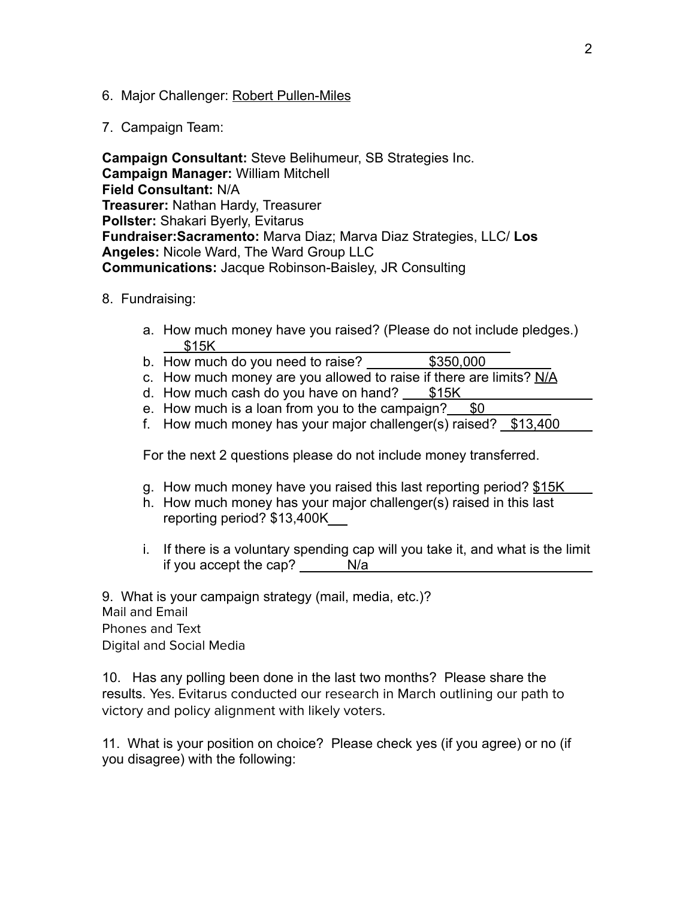6. Major Challenger: Robert Pullen-Miles

7. Campaign Team:

**Campaign Consultant:** Steve Belihumeur, SB Strategies Inc.
**Campaign Manager:** William Mitchell
**Field Consultant:** N/A
**Treasurer:** Nathan Hardy, Treasurer
**Pollster:** Shakari Byerly, Evitarus
**Fundraiser:Sacramento:** Marva Diaz; Marva Diaz Strategies, LLC/ **Los Angeles:** Nicole Ward, The Ward Group LLC
**Communications:** Jacque Robinson-Baisley, JR Consulting

8. Fundraising:

   a. How much money have you raised? (Please do not include pledges.) $15K
   b. How much do you need to raise? $350,000
   c. How much money are you allowed to raise if there are limits? N/A
   d. How much cash do you have on hand? $15K
   e. How much is a loan from you to the campaign? $0
   f. How much money has your major challenger(s) raised? $13,400

   For the next 2 questions please do not include money transferred.

   g. How much money have you raised this last reporting period? $15K
   h. How much money has your major challenger(s) raised in this last reporting period? $13,400K

   i. If there is a voluntary spending cap will you take it, and what is the limit if you accept the cap? N/a

9. What is your campaign strategy (mail, media, etc.)?
Mail and Email
Phones and Text
Digital and Social Media

10. Has any polling been done in the last two months? Please share the results. Yes. Evitarus conducted our research in March outlining our path to victory and policy alignment with likely voters.

11. What is your position on choice? Please check yes (if you agree) or no (if you disagree) with the following: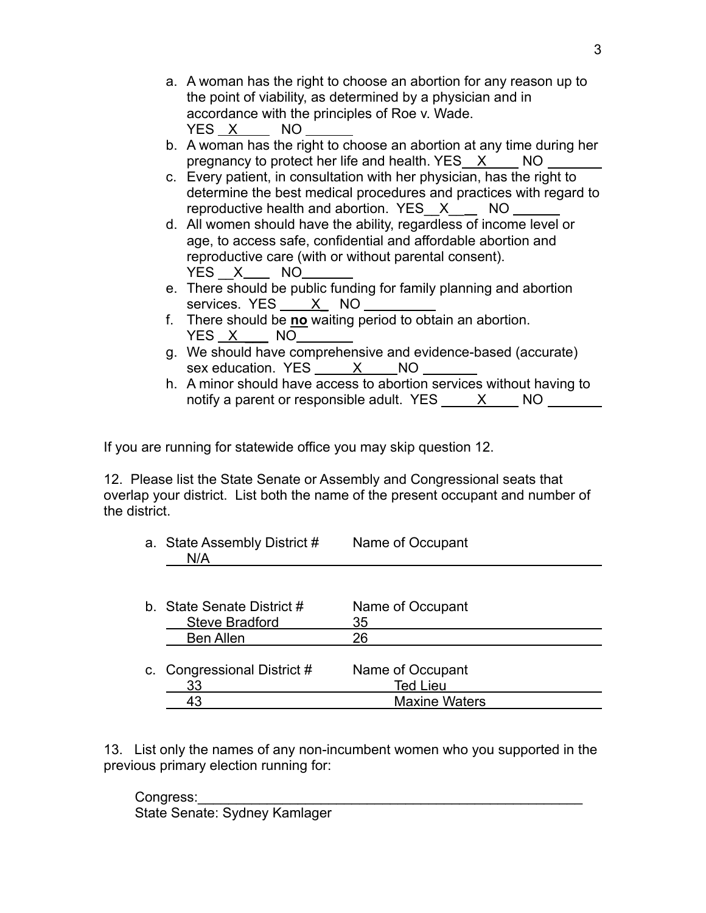a. A woman has the right to choose an abortion for any reason up to the point of viability, as determined by a physician and in accordance with the principles of Roe v. Wade.
   YES __X____ NO ______
b. A woman has the right to choose an abortion at any time during her pregnancy to protect her life and health. YES__X_____ NO _______
c. Every patient, in consultation with her physician, has the right to determine the best medical procedures and practices with regard to reproductive health and abortion. YES__X___ NO ______
d. All women should have the ability, regardless of income level or age, to access safe, confidential and affordable abortion and reproductive care (with or without parental consent).
   YES __X____ NO_______
e. There should be public funding for family planning and abortion services. YES ____X_ NO _________
f. There should be **no** waiting period to obtain an abortion.
   YES __X____ NO_______
g. We should have comprehensive and evidence-based (accurate) sex education. YES _____X_____NO _______
h. A minor should have access to abortion services without having to notify a parent or responsible adult. YES _____X_____ NO _______

If you are running for statewide office you may skip question 12.

12. Please list the State Senate or Assembly and Congressional seats that overlap your district. List both the name of the present occupant and number of the district.

a. State Assembly District # Name of Occupant
   N/A

b. State Senate District # Name of Occupant
   Steve Bradford 35
   Ben Allen 26

c. Congressional District # Name of Occupant
   33 Ted Lieu
   43 Maxine Waters

13. List only the names of any non-incumbent women who you supported in the previous primary election running for:

Congress:_______________________________________________
State Senate: Sydney Kamlager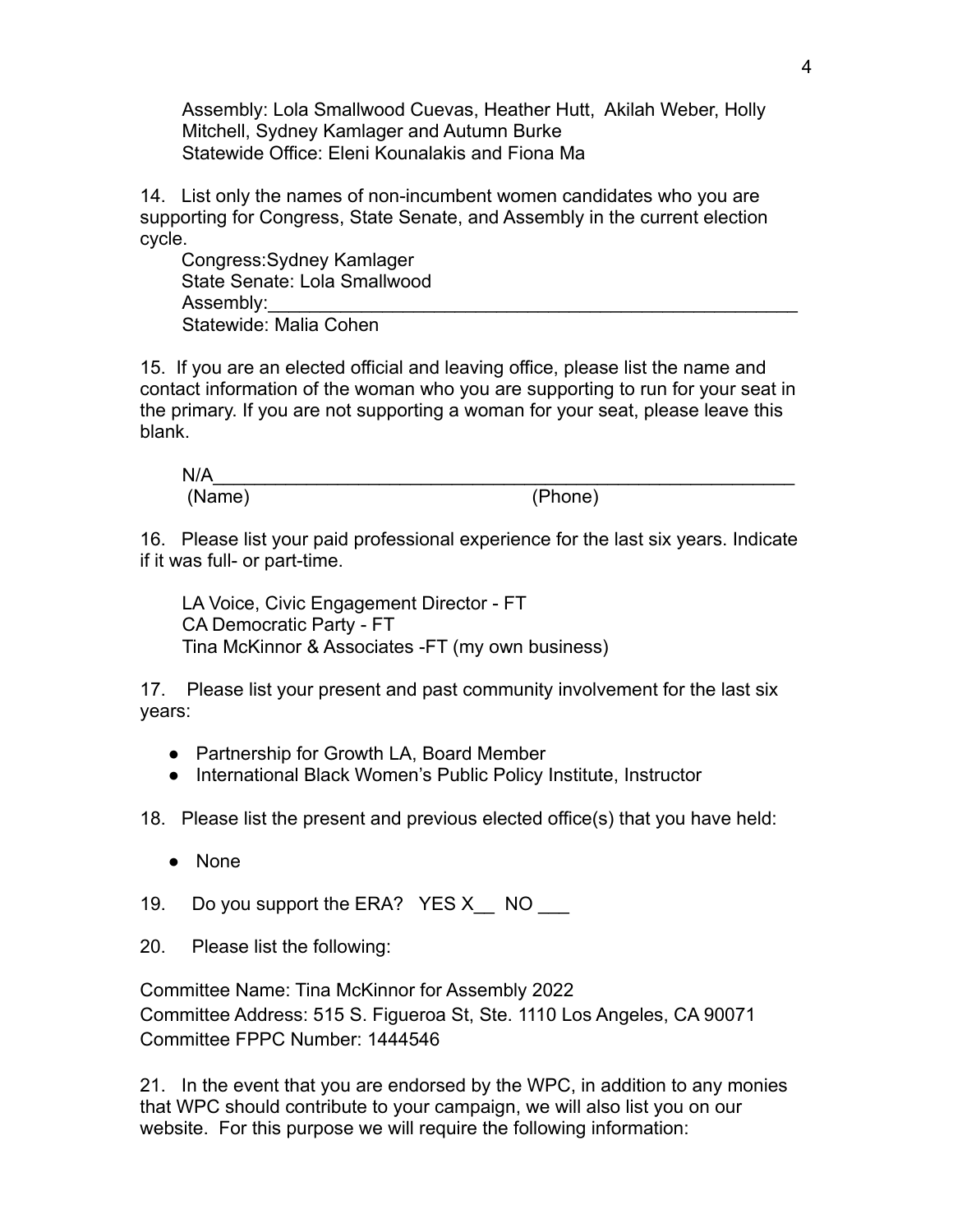Assembly: Lola Smallwood Cuevas, Heather Hutt, Akilah Weber, Holly Mitchell, Sydney Kamlager and Autumn Burke
Statewide Office: Eleni Kounalakis and Fiona Ma

14. List only the names of non-incumbent women candidates who you are supporting for Congress, State Senate, and Assembly in the current election cycle.

Congress:Sydney Kamlager
State Senate: Lola Smallwood
Assembly:\_\_\_\_\_\_\_\_\_\_\_\_\_\_\_\_\_\_\_\_\_\_\_\_\_\_\_\_\_\_\_\_\_\_\_\_\_\_\_\_\_\_\_\_\_\_\_\_\_\_\_\_
Statewide: Malia Cohen

15. If you are an elected official and leaving office, please list the name and contact information of the woman who you are supporting to run for your seat in the primary. If you are not supporting a woman for your seat, please leave this blank.

N/A\_\_\_\_\_\_\_\_\_\_\_\_\_\_\_\_\_\_\_\_\_\_\_\_\_\_\_\_\_\_\_\_\_\_\_\_\_\_\_\_\_\_\_\_\_\_\_\_\_\_\_\_\_\_\_\_\_\_
(Name) (Phone)

16. Please list your paid professional experience for the last six years. Indicate if it was full- or part-time.

LA Voice, Civic Engagement Director - FT
CA Democratic Party - FT
Tina McKinnor & Associates -FT (my own business)

17. Please list your present and past community involvement for the last six years:

- Partnership for Growth LA, Board Member
- International Black Women's Public Policy Institute, Instructor

18. Please list the present and previous elected office(s) that you have held:

- None

19. Do you support the ERA? YES X\_\_ NO \_\_\_

20. Please list the following:

Committee Name: Tina McKinnor for Assembly 2022
Committee Address: 515 S. Figueroa St, Ste. 1110 Los Angeles, CA 90071
Committee FPPC Number: 1444546

21. In the event that you are endorsed by the WPC, in addition to any monies that WPC should contribute to your campaign, we will also list you on our website. For this purpose we will require the following information: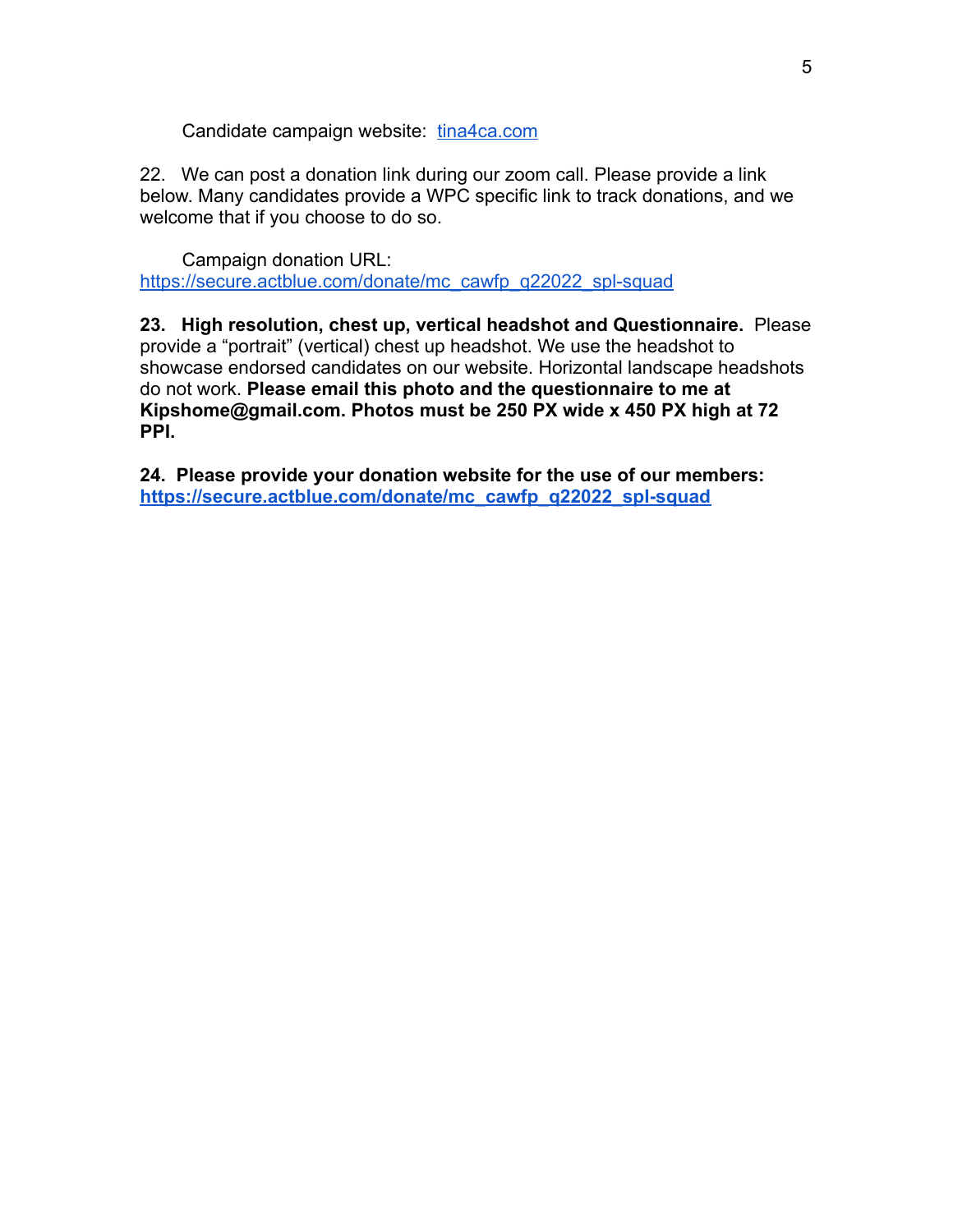Candidate campaign website: [tina4ca.com](tina4ca.com)

22. We can post a donation link during our zoom call. Please provide a link below. Many candidates provide a WPC specific link to track donations, and we welcome that if you choose to do so.

Campaign donation URL:
[https://secure.actblue.com/donate/mc_cawfp_q22022_spl-squad](https://secure.actblue.com/donate/mc_cawfp_q22022_spl-squad)

**23. High resolution, chest up, vertical headshot and Questionnaire.** Please provide a "portrait" (vertical) chest up headshot. We use the headshot to showcase endorsed candidates on our website. Horizontal landscape headshots do not work. **Please email this photo and the questionnaire to me at Kipshome@gmail.com. Photos must be 250 PX wide x 450 PX high at 72 PPI.**

**24. Please provide your donation website for the use of our members:** **[https://secure.actblue.com/donate/mc_cawfp_q22022_spl-squad](https://secure.actblue.com/donate/mc_cawfp_q22022_spl-squad)**